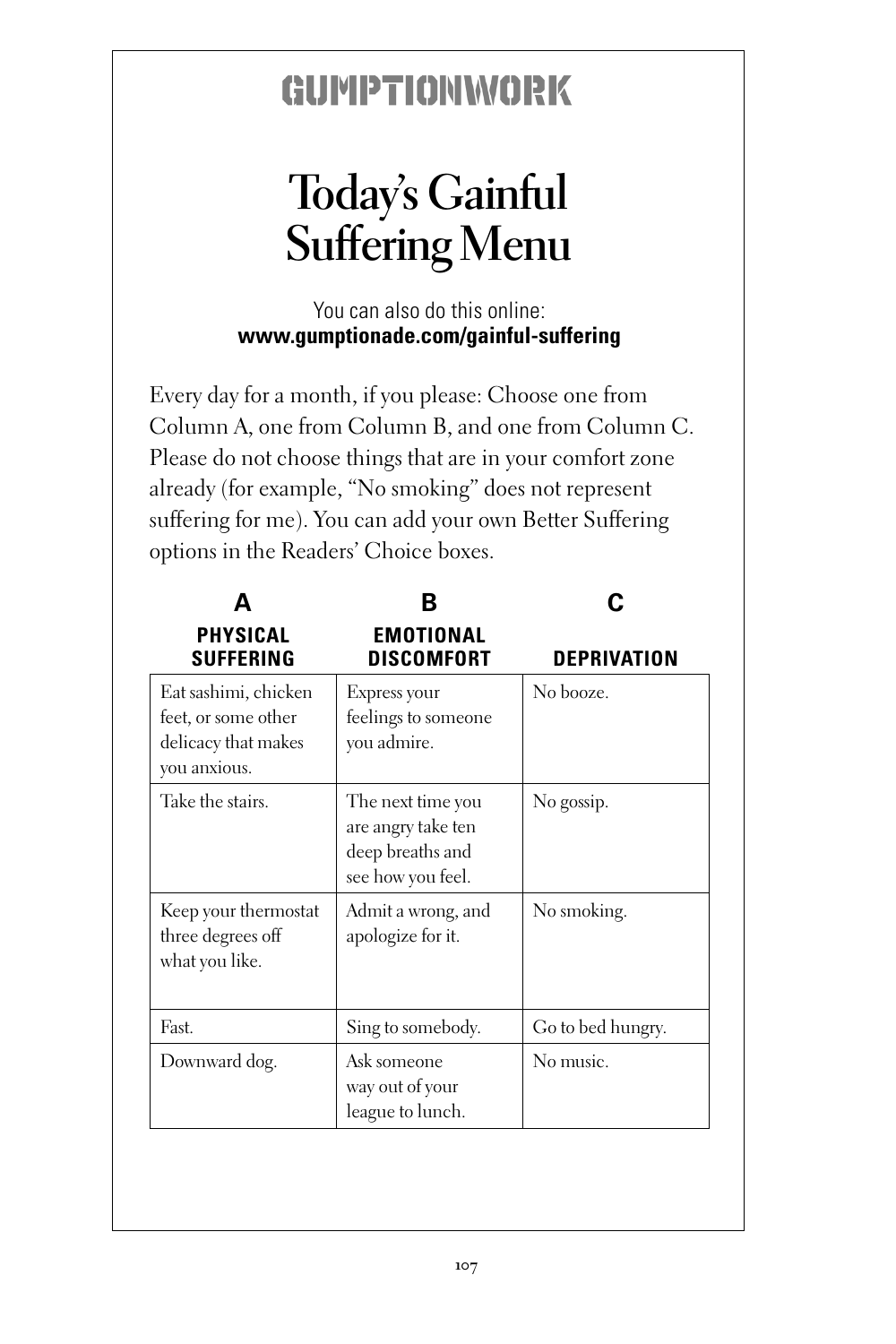# GUMPTIONWORK

## Today's Gainful Suffering Menu

You can also do this online:
**www.gumptionade.com/gainful-suffering**

Every day for a month, if you please: Choose one from Column A, one from Column B, and one from Column C. Please do not choose things that are in your comfort zone already (for example, "No smoking" does not represent suffering for me). You can add your own Better Suffering options in the Readers' Choice boxes.

| **A**<br>**PHYSICAL SUFFERING** | **B**<br>**EMOTIONAL DISCOMFORT** | **C**<br>**DEPRIVATION** |
|---|---|---|
| Eat sashimi, chicken feet, or some other delicacy that makes you anxious. | Express your feelings to someone you admire. | No booze. |
| Take the stairs. | The next time you are angry take ten deep breaths and see how you feel. | No gossip. |
| Keep your thermostat three degrees off what you like. | Admit a wrong, and apologize for it. | No smoking. |
| Fast. | Sing to somebody. | Go to bed hungry. |
| Downward dog. | Ask someone way out of your league to lunch. | No music. |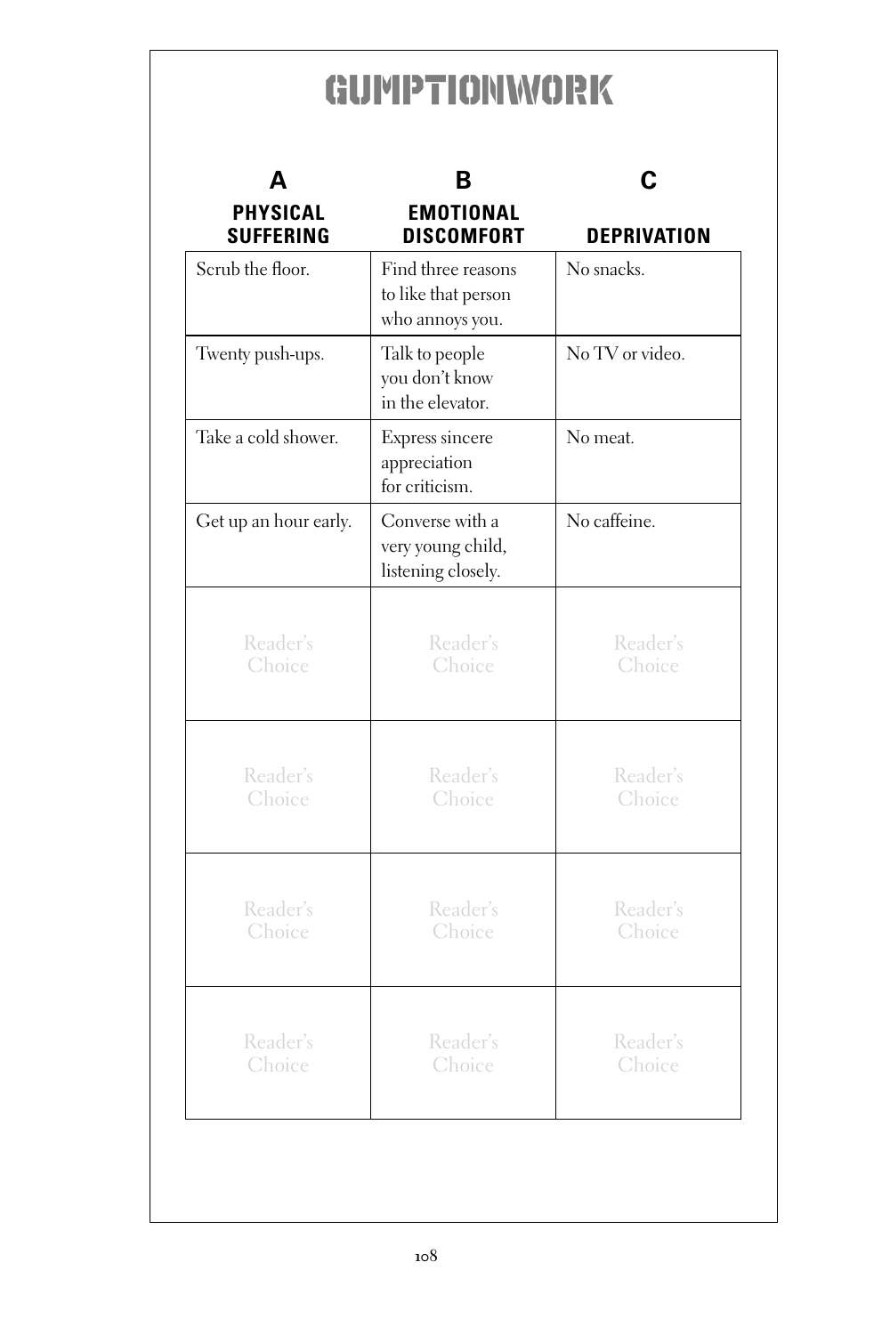# GUMPTIONWORK

| A<br>PHYSICAL SUFFERING | B<br>EMOTIONAL DISCOMFORT | C<br>DEPRIVATION |
|---|---|---|
| Scrub the floor. | Find three reasons to like that person who annoys you. | No snacks. |
| Twenty push-ups. | Talk to people you don't know in the elevator. | No TV or video. |
| Take a cold shower. | Express sincere appreciation for criticism. | No meat. |
| Get up an hour early. | Converse with a very young child, listening closely. | No caffeine. |
| Reader's Choice | Reader's Choice | Reader's Choice |
| Reader's Choice | Reader's Choice | Reader's Choice |
| Reader's Choice | Reader's Choice | Reader's Choice |
| Reader's Choice | Reader's Choice | Reader's Choice |